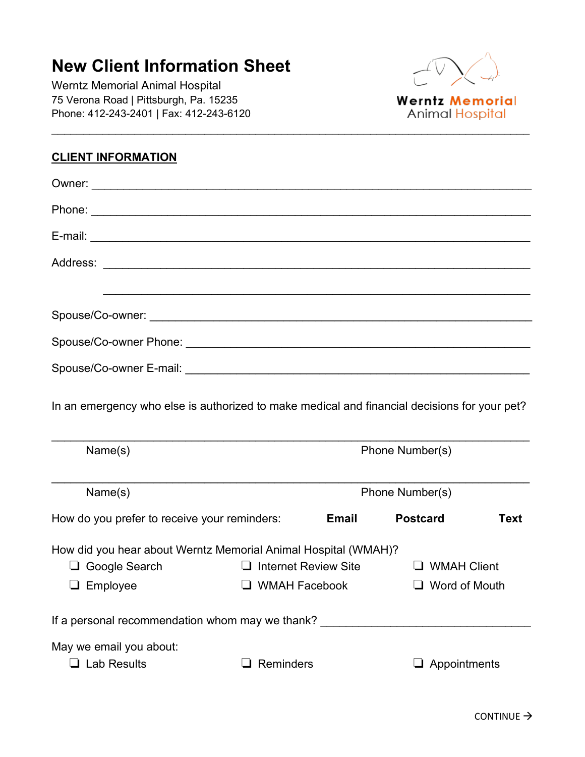# New Client Information Sheet

Werntz Memorial Animal Hospital
75 Verona Road | Pittsburgh, Pa. 15235
Phone: 412-243-2401 | Fax: 412-243-6120

Werntz Memorial Animal Hospital

---

## CLIENT INFORMATION

Owner: ______________________________________________________________

Phone: ______________________________________________________________

E-mail: ______________________________________________________________

Address: ____________________________________________________________

____________________________________________________________

Spouse/Co-owner: _____________________________________________________

Spouse/Co-owner Phone: _______________________________________________

Spouse/Co-owner E-mail: _______________________________________________

In an emergency who else is authorized to make medical and financial decisions for your pet?

______________________________________________________________________
Name(s) Phone Number(s)

______________________________________________________________________
Name(s) Phone Number(s)

How do you prefer to receive your reminders: **Email** **Postcard** **Text**

How did you hear about Werntz Memorial Animal Hospital (WMAH)?

- ❑ Google Search
- ❑ Internet Review Site
- ❑ WMAH Client
- ❑ Employee
- ❑ WMAH Facebook
- ❑ Word of Mouth

If a personal recommendation whom may we thank? ________________________________

May we email you about:

- ❑ Lab Results
- ❑ Reminders
- ❑ Appointments

CONTINUE →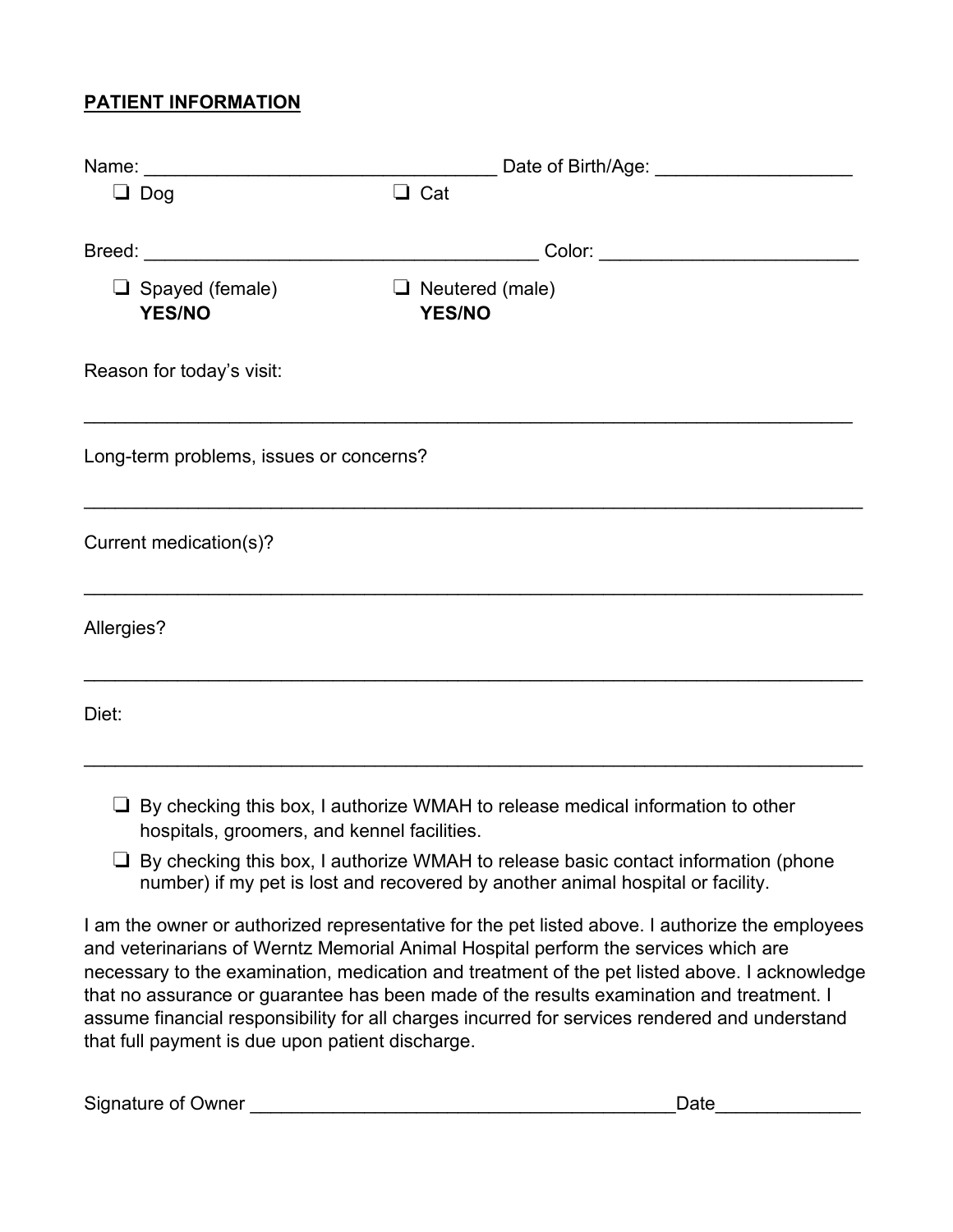**PATIENT INFORMATION**

Name: ________________________________ Date of Birth/Age: __________________

❑ Dog ❑ Cat

Breed: ___________________________________ Color: ________________________

❑ Spayed (female) **YES/NO** ❑ Neutered (male) **YES/NO**

Reason for today's visit:

_______________________________________________________________________

Long-term problems, issues or concerns?

_______________________________________________________________________

Current medication(s)?

_______________________________________________________________________

Allergies?

_______________________________________________________________________

Diet:

_______________________________________________________________________

- ❑ By checking this box, I authorize WMAH to release medical information to other hospitals, groomers, and kennel facilities.
- ❑ By checking this box, I authorize WMAH to release basic contact information (phone number) if my pet is lost and recovered by another animal hospital or facility.

I am the owner or authorized representative for the pet listed above. I authorize the employees and veterinarians of Werntz Memorial Animal Hospital perform the services which are necessary to the examination, medication and treatment of the pet listed above. I acknowledge that no assurance or guarantee has been made of the results examination and treatment. I assume financial responsibility for all charges incurred for services rendered and understand that full payment is due upon patient discharge.

Signature of Owner ______________________________________Date_____________